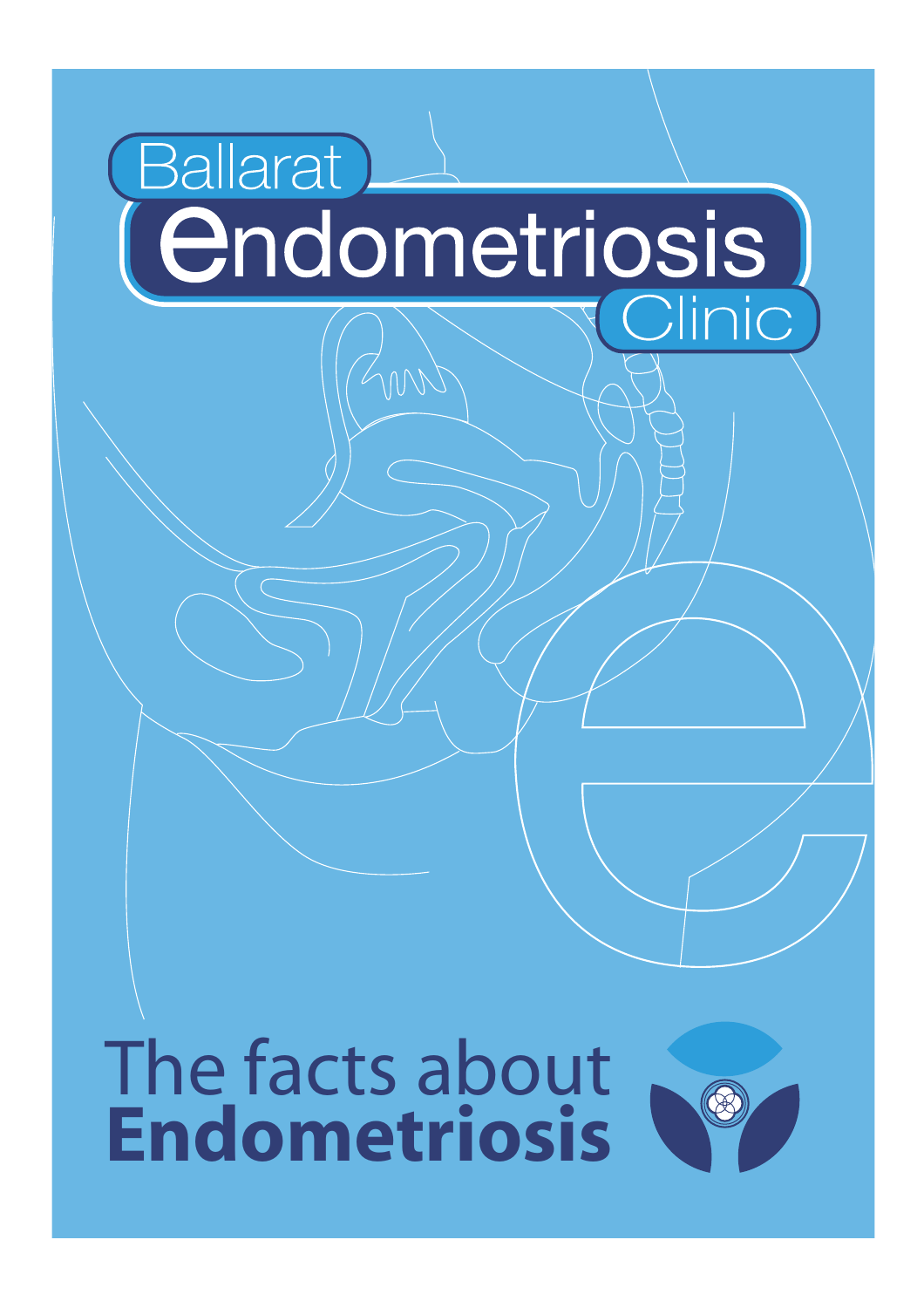Ballarat

# endometriosis

Clinic

# The facts about **Endometriosis**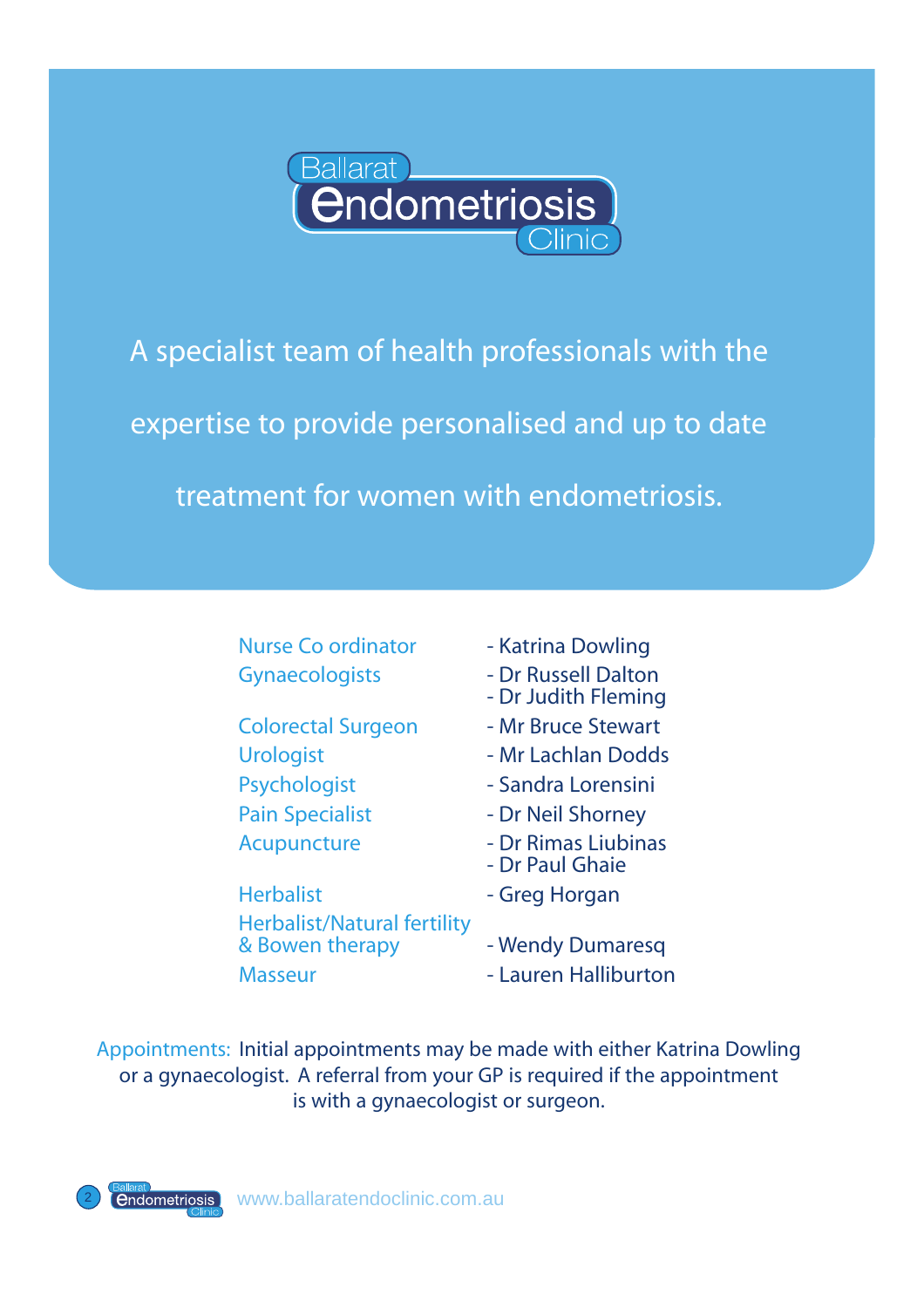# Ballarat Endometriosis Clinic

A specialist team of health professionals with the expertise to provide personalised and up to date treatment for women with endometriosis.

| | |
|---|---|
| Nurse Co ordinator | - Katrina Dowling |
| Gynaecologists | - Dr Russell Dalton<br>- Dr Judith Fleming |
| Colorectal Surgeon | - Mr Bruce Stewart |
| Urologist | - Mr Lachlan Dodds |
| Psychologist | - Sandra Lorensini |
| Pain Specialist | - Dr Neil Shorney |
| Acupuncture | - Dr Rimas Liubinas<br>- Dr Paul Ghaie |
| Herbalist | - Greg Horgan |
| Herbalist/Natural fertility & Bowen therapy | - Wendy Dumaresq |
| Masseur | - Lauren Halliburton |

Appointments: Initial appointments may be made with either Katrina Dowling or a gynaecologist. A referral from your GP is required if the appointment is with a gynaecologist or surgeon.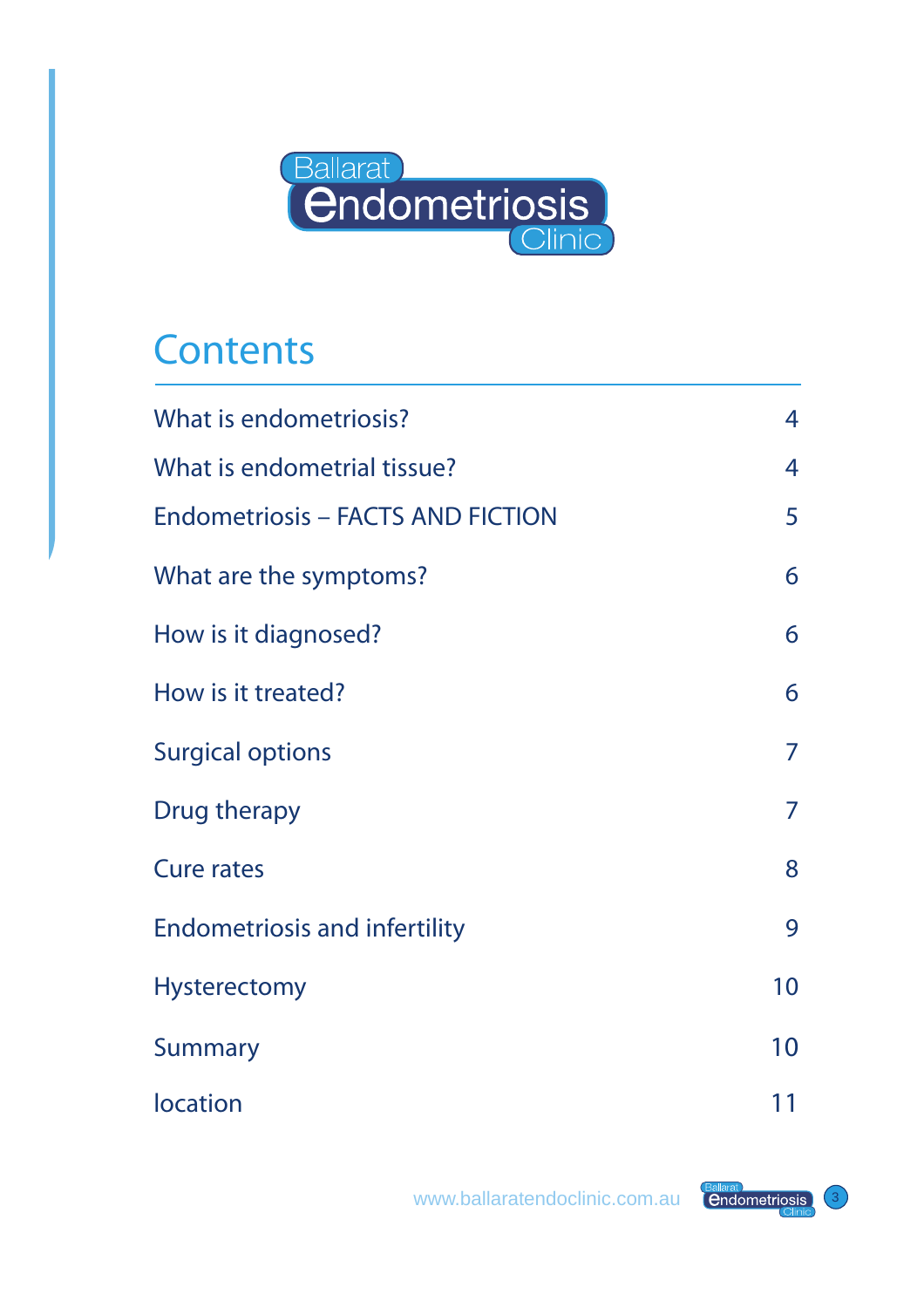Ballarat Endometriosis Clinic

# Contents

| | |
|---|---|
| What is endometriosis? | 4 |
| What is endometrial tissue? | 4 |
| Endometriosis – FACTS AND FICTION | 5 |
| What are the symptoms? | 6 |
| How is it diagnosed? | 6 |
| How is it treated? | 6 |
| Surgical options | 7 |
| Drug therapy | 7 |
| Cure rates | 8 |
| Endometriosis and infertility | 9 |
| Hysterectomy | 10 |
| Summary | 10 |
| location | 11 |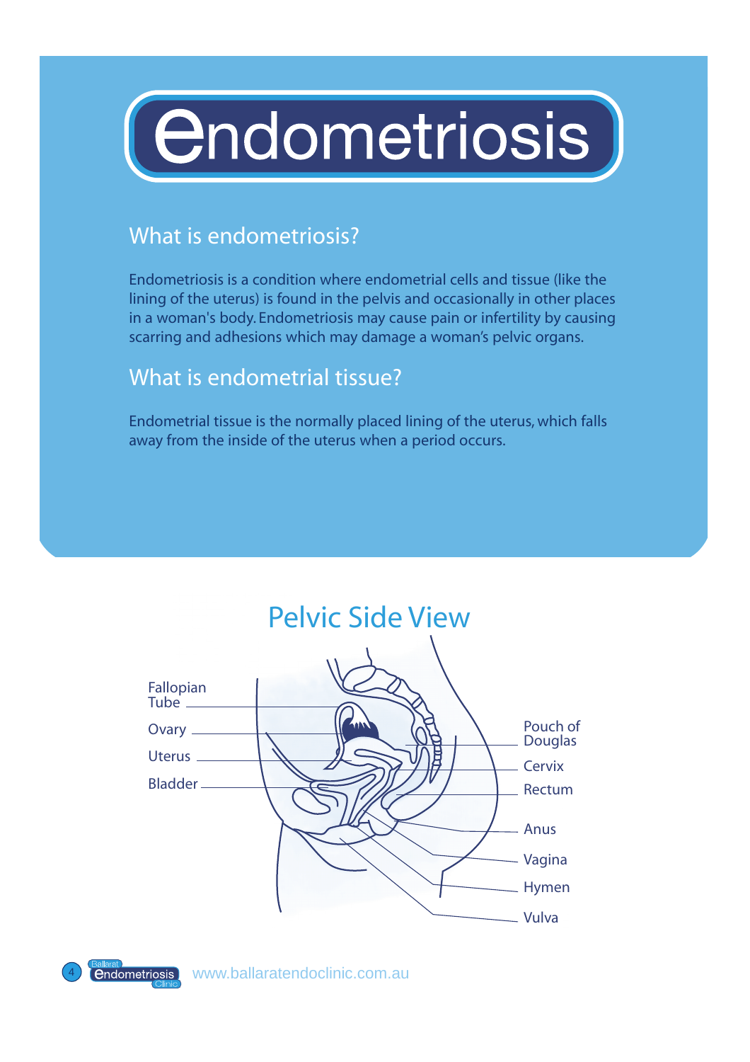# Endometriosis

## What is endometriosis?

Endometriosis is a condition where endometrial cells and tissue (like the lining of the uterus) is found in the pelvis and occasionally in other places in a woman's body. Endometriosis may cause pain or infertility by causing scarring and adhesions which may damage a woman's pelvic organs.

## What is endometrial tissue?

Endometrial tissue is the normally placed lining of the uterus, which falls away from the inside of the uterus when a period occurs.

## Pelvic Side View

Fallopian Tube
Ovary
Uterus
Bladder
Pouch of Douglas
Cervix
Rectum
Anus
Vagina
Hymen
Vulva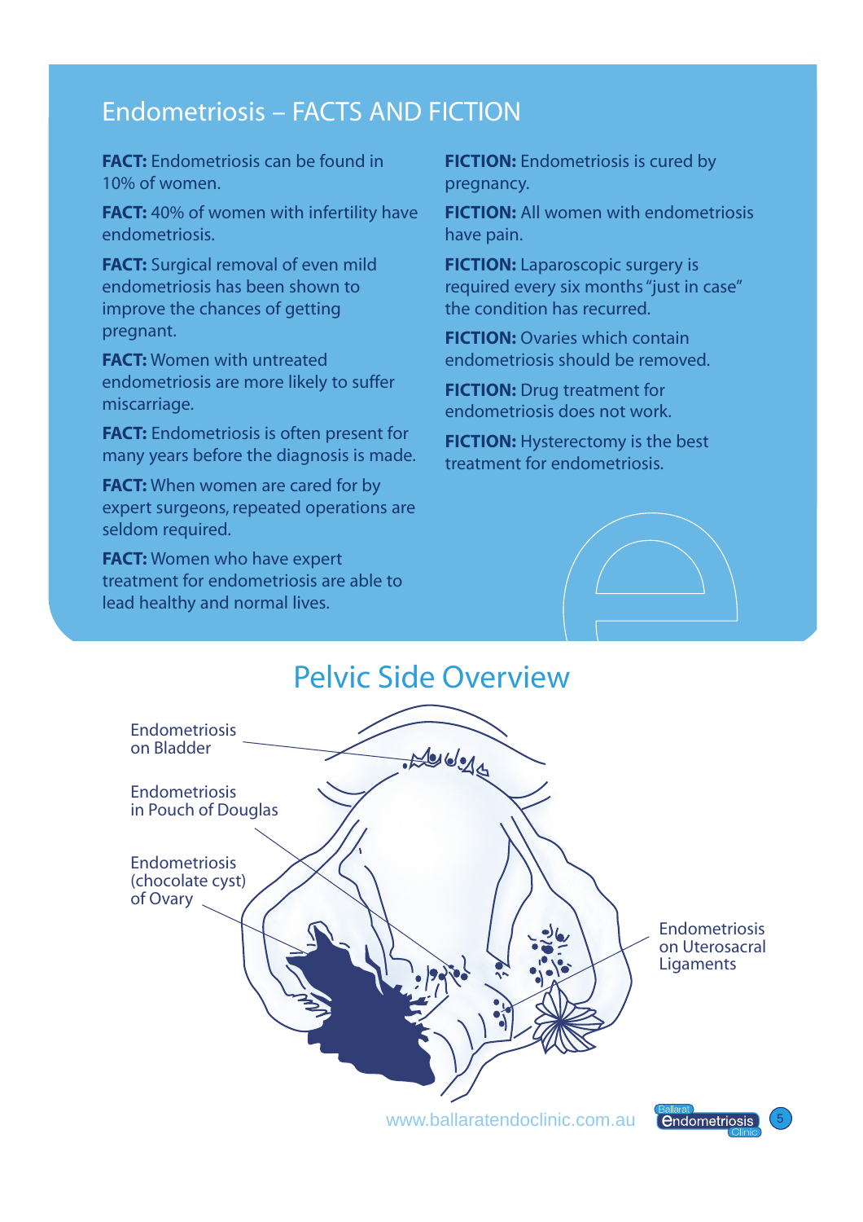## Endometriosis – FACTS AND FICTION

**FACT:** Endometriosis can be found in 10% of women.

**FACT:** 40% of women with infertility have endometriosis.

**FACT:** Surgical removal of even mild endometriosis has been shown to improve the chances of getting pregnant.

**FACT:** Women with untreated endometriosis are more likely to suffer miscarriage.

**FACT:** Endometriosis is often present for many years before the diagnosis is made.

**FACT:** When women are cared for by expert surgeons, repeated operations are seldom required.

**FACT:** Women who have expert treatment for endometriosis are able to lead healthy and normal lives.

**FICTION:** Endometriosis is cured by pregnancy.

**FICTION:** All women with endometriosis have pain.

**FICTION:** Laparoscopic surgery is required every six months "just in case" the condition has recurred.

**FICTION:** Ovaries which contain endometriosis should be removed.

**FICTION:** Drug treatment for endometriosis does not work.

**FICTION:** Hysterectomy is the best treatment for endometriosis.

## Pelvic Side Overview

Endometriosis on Bladder

Endometriosis in Pouch of Douglas

Endometriosis (chocolate cyst) of Ovary

Endometriosis on Uterosacral Ligaments

www.ballaratendoclinic.com.au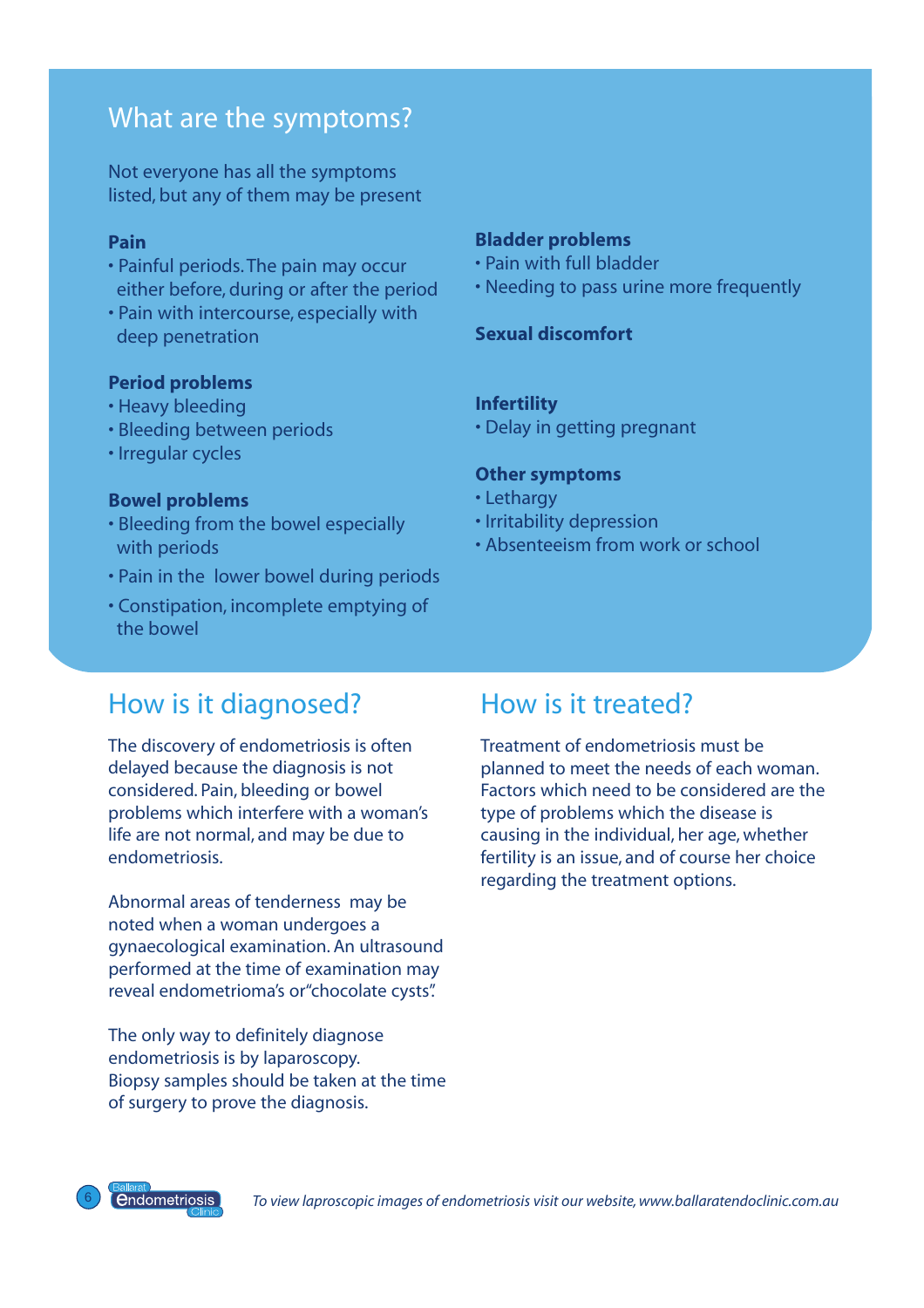## What are the symptoms?

Not everyone has all the symptoms listed, but any of them may be present

### Pain

- Painful periods. The pain may occur either before, during or after the period
- Pain with intercourse, especially with deep penetration

### Period problems

- Heavy bleeding
- Bleeding between periods
- Irregular cycles

### Bowel problems

- Bleeding from the bowel especially with periods
- Pain in the lower bowel during periods
- Constipation, incomplete emptying of the bowel

### Bladder problems

- Pain with full bladder
- Needing to pass urine more frequently

### Sexual discomfort

### Infertility

- Delay in getting pregnant

### Other symptoms

- Lethargy
- Irritability depression
- Absenteeism from work or school

## How is it diagnosed?

The discovery of endometriosis is often delayed because the diagnosis is not considered. Pain, bleeding or bowel problems which interfere with a woman's life are not normal, and may be due to endometriosis.

Abnormal areas of tenderness may be noted when a woman undergoes a gynaecological examination. An ultrasound performed at the time of examination may reveal endometrioma's or "chocolate cysts".

The only way to definitely diagnose endometriosis is by laparoscopy. Biopsy samples should be taken at the time of surgery to prove the diagnosis.

## How is it treated?

Treatment of endometriosis must be planned to meet the needs of each woman. Factors which need to be considered are the type of problems which the disease is causing in the individual, her age, whether fertility is an issue, and of course her choice regarding the treatment options.

*To view laproscopic images of endometriosis visit our website, www.ballaratendoclinic.com.au*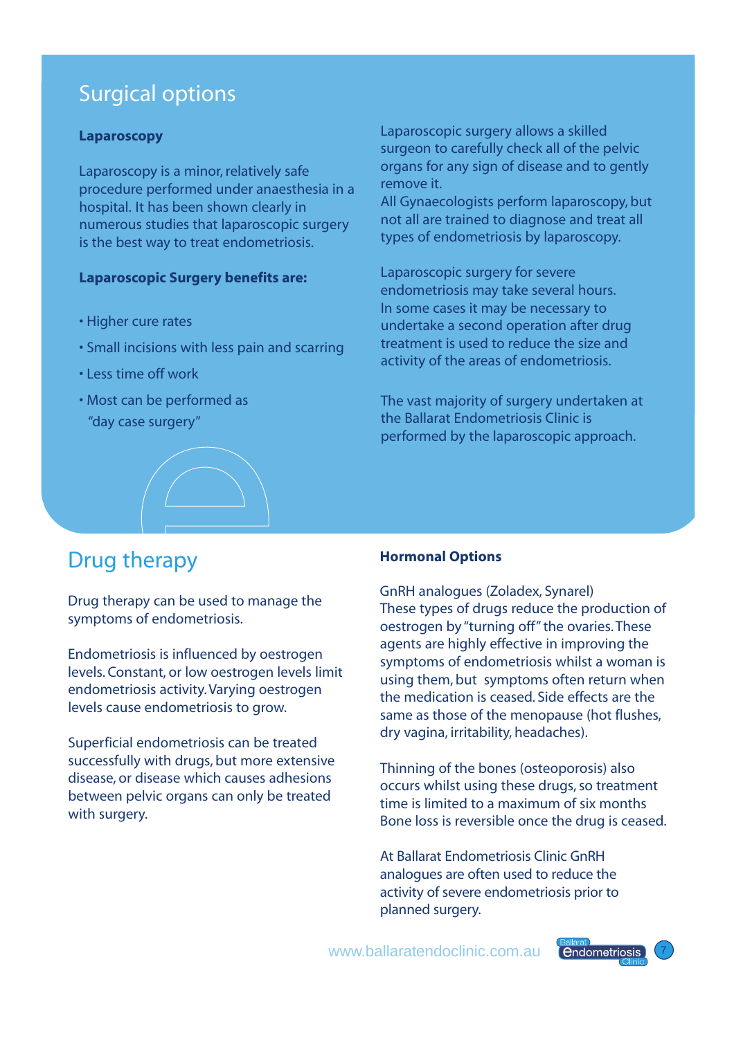## Surgical options

**Laparoscopy**

Laparoscopy is a minor, relatively safe procedure performed under anaesthesia in a hospital. It has been shown clearly in numerous studies that laparoscopic surgery is the best way to treat endometriosis.

**Laparoscopic Surgery benefits are:**

- Higher cure rates
- Small incisions with less pain and scarring
- Less time off work
- Most can be performed as "day case surgery"

Laparoscopic surgery allows a skilled surgeon to carefully check all of the pelvic organs for any sign of disease and to gently remove it.
All Gynaecologists perform laparoscopy, but not all are trained to diagnose and treat all types of endometriosis by laparoscopy.

Laparoscopic surgery for severe endometriosis may take several hours. In some cases it may be necessary to undertake a second operation after drug treatment is used to reduce the size and activity of the areas of endometriosis.

The vast majority of surgery undertaken at the Ballarat Endometriosis Clinic is performed by the laparoscopic approach.

## Drug therapy

Drug therapy can be used to manage the symptoms of endometriosis.

Endometriosis is influenced by oestrogen levels. Constant, or low oestrogen levels limit endometriosis activity. Varying oestrogen levels cause endometriosis to grow.

Superficial endometriosis can be treated successfully with drugs, but more extensive disease, or disease which causes adhesions between pelvic organs can only be treated with surgery.

**Hormonal Options**

GnRH analogues (Zoladex, Synarel)
These types of drugs reduce the production of oestrogen by "turning off" the ovaries. These agents are highly effective in improving the symptoms of endometriosis whilst a woman is using them, but symptoms often return when the medication is ceased. Side effects are the same as those of the menopause (hot flushes, dry vagina, irritability, headaches).

Thinning of the bones (osteoporosis) also occurs whilst using these drugs, so treatment time is limited to a maximum of six months Bone loss is reversible once the drug is ceased.

At Ballarat Endometriosis Clinic GnRH analogues are often used to reduce the activity of severe endometriosis prior to planned surgery.

www.ballaratendoclinic.com.au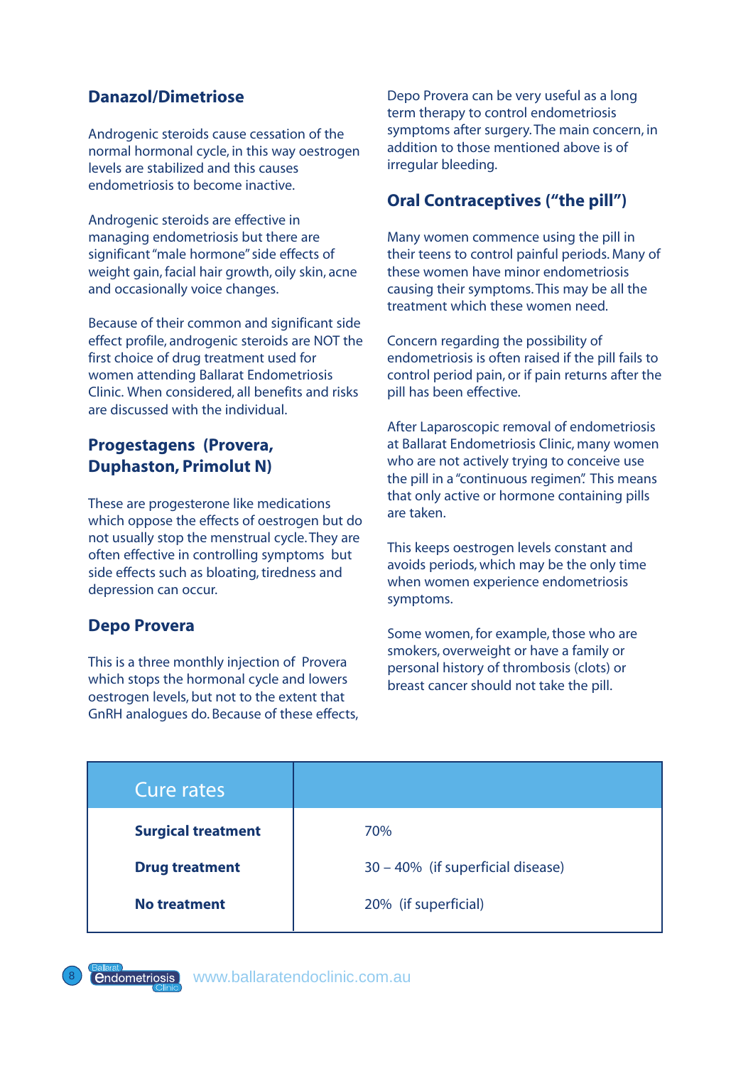## Danazol/Dimetriose

Androgenic steroids cause cessation of the normal hormonal cycle, in this way oestrogen levels are stabilized and this causes endometriosis to become inactive.

Androgenic steroids are effective in managing endometriosis but there are significant "male hormone" side effects of weight gain, facial hair growth, oily skin, acne and occasionally voice changes.

Because of their common and significant side effect profile, androgenic steroids are NOT the first choice of drug treatment used for women attending Ballarat Endometriosis Clinic. When considered, all benefits and risks are discussed with the individual.

## Progestagens (Provera, Duphaston, Primolut N)

These are progesterone like medications which oppose the effects of oestrogen but do not usually stop the menstrual cycle. They are often effective in controlling symptoms but side effects such as bloating, tiredness and depression can occur.

## Depo Provera

This is a three monthly injection of Provera which stops the hormonal cycle and lowers oestrogen levels, but not to the extent that GnRH analogues do. Because of these effects, Depo Provera can be very useful as a long term therapy to control endometriosis symptoms after surgery. The main concern, in addition to those mentioned above is of irregular bleeding.

## Oral Contraceptives ("the pill")

Many women commence using the pill in their teens to control painful periods. Many of these women have minor endometriosis causing their symptoms. This may be all the treatment which these women need.

Concern regarding the possibility of endometriosis is often raised if the pill fails to control period pain, or if pain returns after the pill has been effective.

After Laparoscopic removal of endometriosis at Ballarat Endometriosis Clinic, many women who are not actively trying to conceive use the pill in a "continuous regimen". This means that only active or hormone containing pills are taken.

This keeps oestrogen levels constant and avoids periods, which may be the only time when women experience endometriosis symptoms.

Some women, for example, those who are smokers, overweight or have a family or personal history of thrombosis (clots) or breast cancer should not take the pill.

| Cure rates | |
|---|---|
| **Surgical treatment** | 70% |
| **Drug treatment** | 30 – 40% (if superficial disease) |
| **No treatment** | 20% (if superficial) |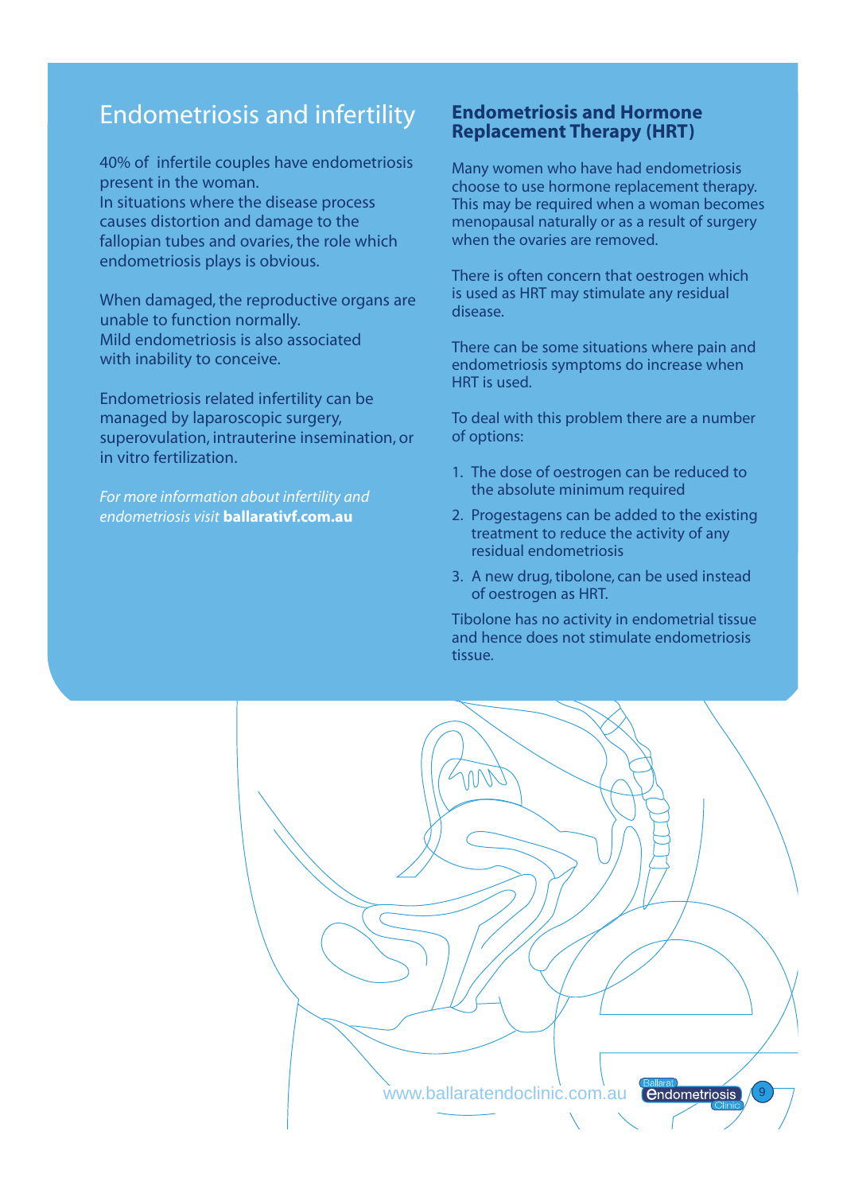## Endometriosis and infertility

40% of infertile couples have endometriosis present in the woman.
In situations where the disease process causes distortion and damage to the fallopian tubes and ovaries, the role which endometriosis plays is obvious.

When damaged, the reproductive organs are unable to function normally.
Mild endometriosis is also associated with inability to conceive.

Endometriosis related infertility can be managed by laparoscopic surgery, superovulation, intrauterine insemination, or in vitro fertilization.

*For more information about infertility and endometriosis visit* **ballarativf.com.au**

## Endometriosis and Hormone Replacement Therapy (HRT)

Many women who have had endometriosis choose to use hormone replacement therapy. This may be required when a woman becomes menopausal naturally or as a result of surgery when the ovaries are removed.

There is often concern that oestrogen which is used as HRT may stimulate any residual disease.

There can be some situations where pain and endometriosis symptoms do increase when HRT is used.

To deal with this problem there are a number of options:

1. The dose of oestrogen can be reduced to the absolute minimum required
2. Progestagens can be added to the existing treatment to reduce the activity of any residual endometriosis
3. A new drug, tibolone, can be used instead of oestrogen as HRT.

Tibolone has no activity in endometrial tissue and hence does not stimulate endometriosis tissue.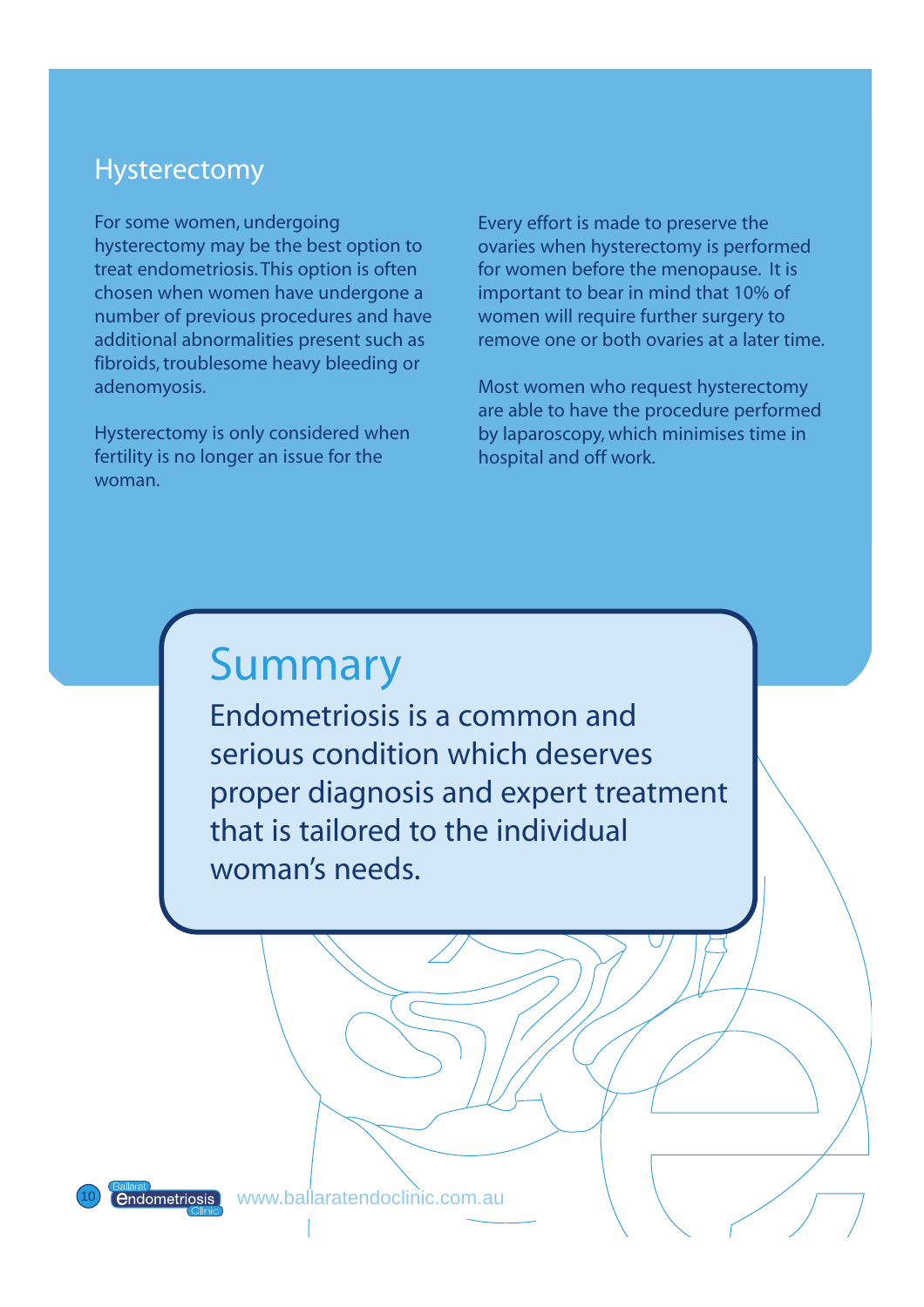## Hysterectomy

For some women, undergoing hysterectomy may be the best option to treat endometriosis. This option is often chosen when women have undergone a number of previous procedures and have additional abnormalities present such as fibroids, troublesome heavy bleeding or adenomyosis.

Hysterectomy is only considered when fertility is no longer an issue for the woman.

Every effort is made to preserve the ovaries when hysterectomy is performed for women before the menopause. It is important to bear in mind that 10% of women will require further surgery to remove one or both ovaries at a later time.

Most women who request hysterectomy are able to have the procedure performed by laparoscopy, which minimises time in hospital and off work.

## Summary

Endometriosis is a common and serious condition which deserves proper diagnosis and expert treatment that is tailored to the individual woman's needs.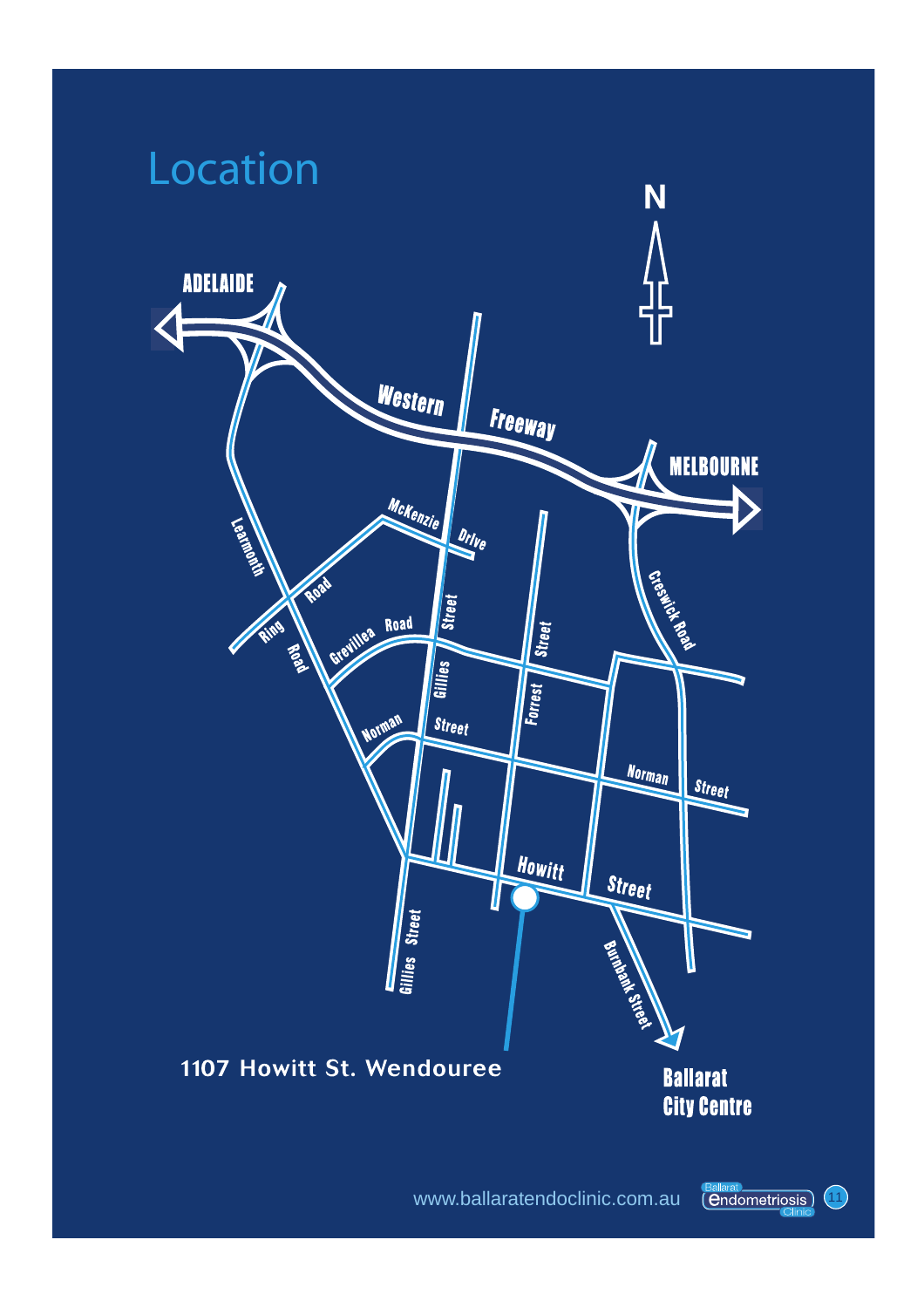# Location

N

ADELAIDE

MELBOURNE

Western Freeway

Learmonth Road

McKenzie Drive

Ring Road

Grevillea Road

Gillies Street

Forrest Street

Creswick Road

Norman Street

Howitt Street

Burnbank Street

1107 Howitt St. Wendouree

Ballarat City Centre

www.ballaratendoclinic.com.au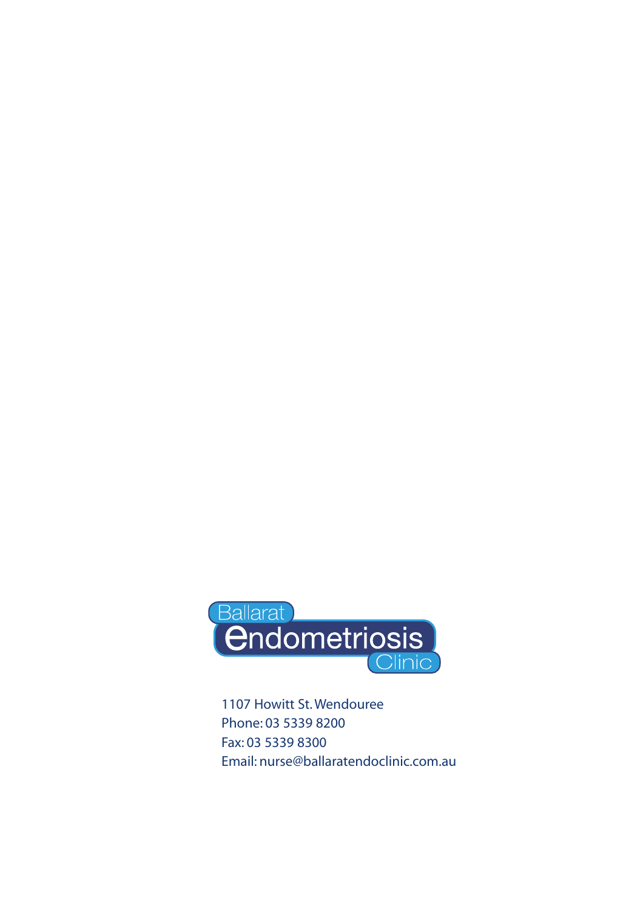Ballarat
endometriosis
Clinic

1107 Howitt St. Wendouree
Phone: 03 5339 8200
Fax: 03 5339 8300
Email: nurse@ballaratendoclinic.com.au